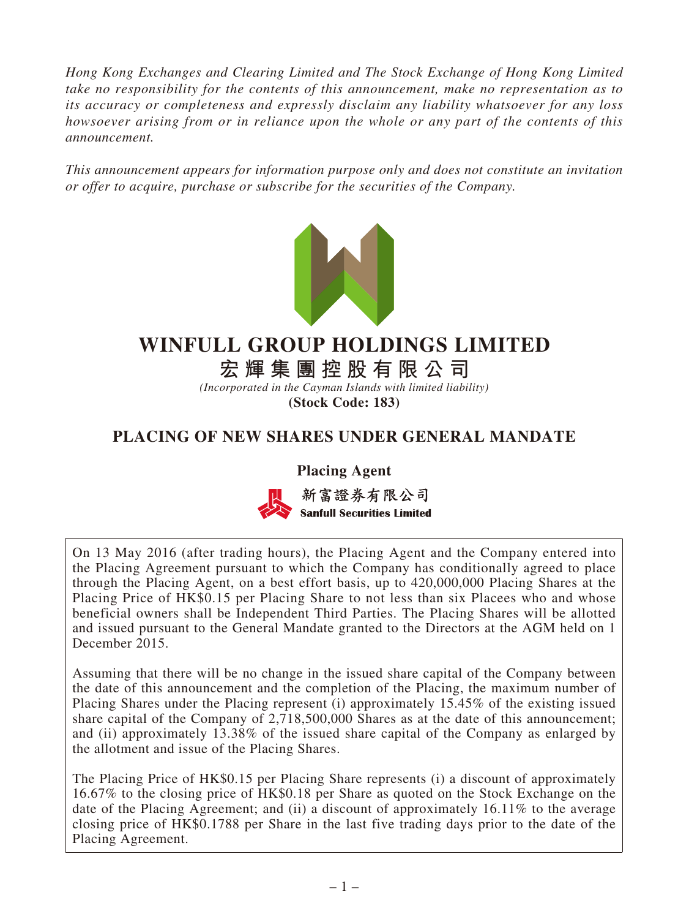*Hong Kong Exchanges and Clearing Limited and The Stock Exchange of Hong Kong Limited take no responsibility for the contents of this announcement, make no representation as to its accuracy or completeness and expressly disclaim any liability whatsoever for any loss howsoever arising from or in reliance upon the whole or any part of the contents of this announcement.*

*This announcement appears for information purpose only and does not constitute an invitation or offer to acquire, purchase or subscribe for the securities of the Company.*

# WINFULL GROUP HOLDINGS LIMITED

# 宏輝集團控股有限公司

*(Incorporated in the Cayman Islands with limited liability)*

**(Stock Code: 183)**

## PLACING OF NEW SHARES UNDER GENERAL MANDATE

**Placing Agent**

**新富證券有限公司**
**Sanfull Securities Limited**

On 13 May 2016 (after trading hours), the Placing Agent and the Company entered into the Placing Agreement pursuant to which the Company has conditionally agreed to place through the Placing Agent, on a best effort basis, up to 420,000,000 Placing Shares at the Placing Price of HK$0.15 per Placing Share to not less than six Placees who and whose beneficial owners shall be Independent Third Parties. The Placing Shares will be allotted and issued pursuant to the General Mandate granted to the Directors at the AGM held on 1 December 2015.

Assuming that there will be no change in the issued share capital of the Company between the date of this announcement and the completion of the Placing, the maximum number of Placing Shares under the Placing represent (i) approximately 15.45% of the existing issued share capital of the Company of 2,718,500,000 Shares as at the date of this announcement; and (ii) approximately 13.38% of the issued share capital of the Company as enlarged by the allotment and issue of the Placing Shares.

The Placing Price of HK$0.15 per Placing Share represents (i) a discount of approximately 16.67% to the closing price of HK$0.18 per Share as quoted on the Stock Exchange on the date of the Placing Agreement; and (ii) a discount of approximately 16.11% to the average closing price of HK$0.1788 per Share in the last five trading days prior to the date of the Placing Agreement.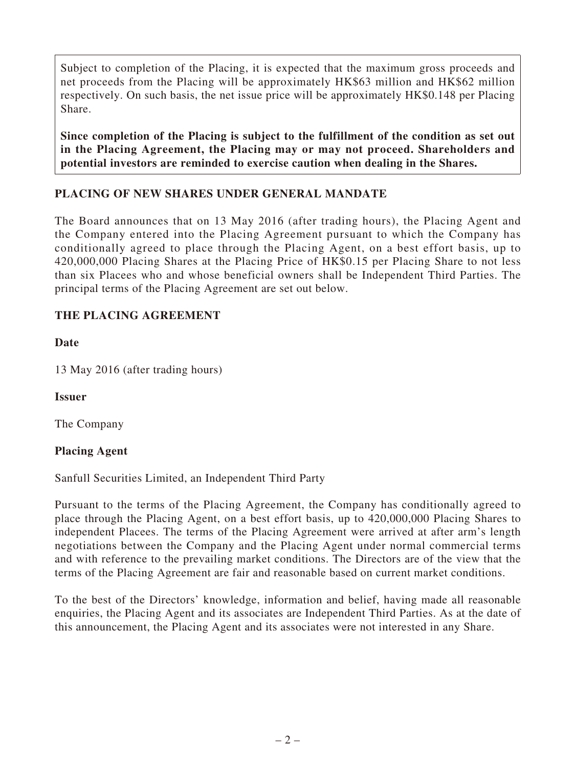Subject to completion of the Placing, it is expected that the maximum gross proceeds and net proceeds from the Placing will be approximately HK$63 million and HK$62 million respectively. On such basis, the net issue price will be approximately HK$0.148 per Placing Share.

**Since completion of the Placing is subject to the fulfillment of the condition as set out in the Placing Agreement, the Placing may or may not proceed. Shareholders and potential investors are reminded to exercise caution when dealing in the Shares.**

## PLACING OF NEW SHARES UNDER GENERAL MANDATE

The Board announces that on 13 May 2016 (after trading hours), the Placing Agent and the Company entered into the Placing Agreement pursuant to which the Company has conditionally agreed to place through the Placing Agent, on a best effort basis, up to 420,000,000 Placing Shares at the Placing Price of HK$0.15 per Placing Share to not less than six Placees who and whose beneficial owners shall be Independent Third Parties. The principal terms of the Placing Agreement are set out below.

## THE PLACING AGREEMENT

**Date**

13 May 2016 (after trading hours)

**Issuer**

The Company

**Placing Agent**

Sanfull Securities Limited, an Independent Third Party

Pursuant to the terms of the Placing Agreement, the Company has conditionally agreed to place through the Placing Agent, on a best effort basis, up to 420,000,000 Placing Shares to independent Placees. The terms of the Placing Agreement were arrived at after arm's length negotiations between the Company and the Placing Agent under normal commercial terms and with reference to the prevailing market conditions. The Directors are of the view that the terms of the Placing Agreement are fair and reasonable based on current market conditions.

To the best of the Directors' knowledge, information and belief, having made all reasonable enquiries, the Placing Agent and its associates are Independent Third Parties. As at the date of this announcement, the Placing Agent and its associates were not interested in any Share.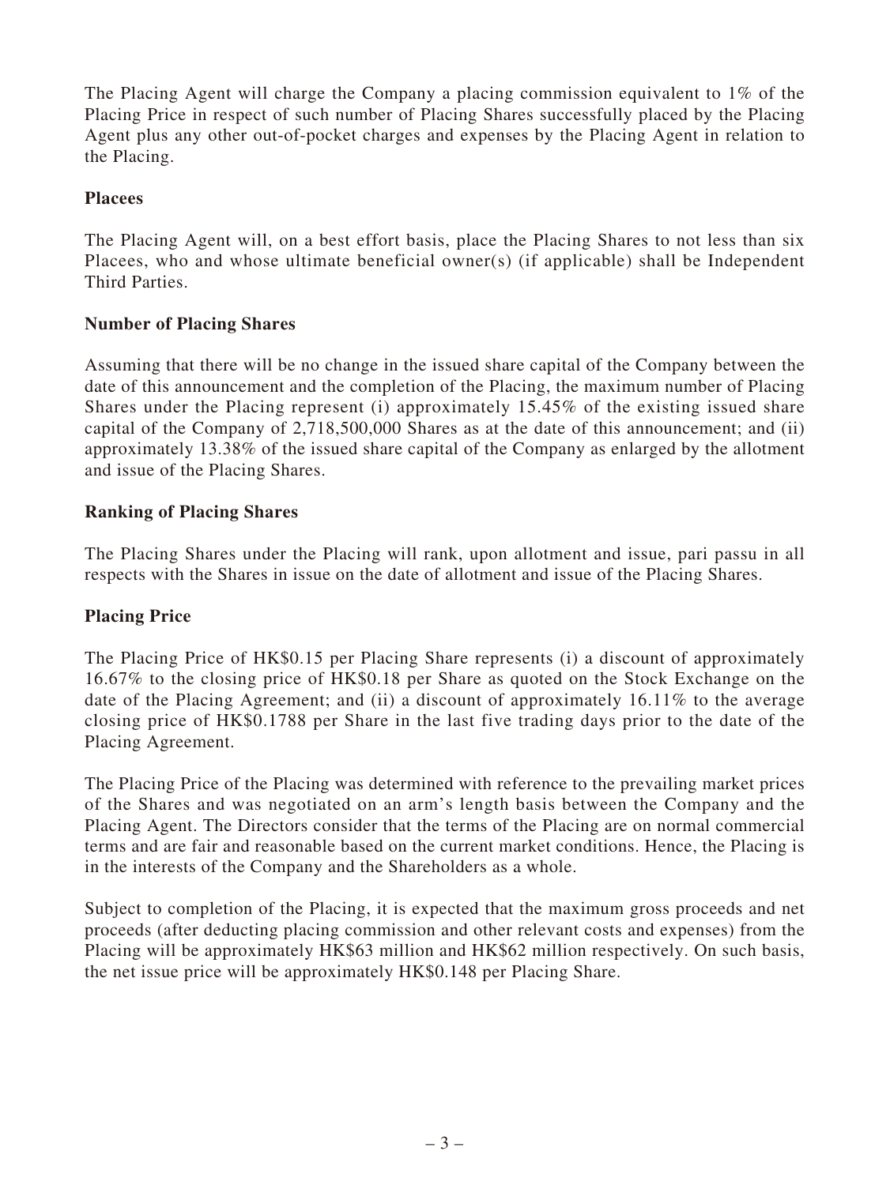The Placing Agent will charge the Company a placing commission equivalent to 1% of the Placing Price in respect of such number of Placing Shares successfully placed by the Placing Agent plus any other out-of-pocket charges and expenses by the Placing Agent in relation to the Placing.

**Placees**

The Placing Agent will, on a best effort basis, place the Placing Shares to not less than six Placees, who and whose ultimate beneficial owner(s) (if applicable) shall be Independent Third Parties.

**Number of Placing Shares**

Assuming that there will be no change in the issued share capital of the Company between the date of this announcement and the completion of the Placing, the maximum number of Placing Shares under the Placing represent (i) approximately 15.45% of the existing issued share capital of the Company of 2,718,500,000 Shares as at the date of this announcement; and (ii) approximately 13.38% of the issued share capital of the Company as enlarged by the allotment and issue of the Placing Shares.

**Ranking of Placing Shares**

The Placing Shares under the Placing will rank, upon allotment and issue, pari passu in all respects with the Shares in issue on the date of allotment and issue of the Placing Shares.

**Placing Price**

The Placing Price of HK$0.15 per Placing Share represents (i) a discount of approximately 16.67% to the closing price of HK$0.18 per Share as quoted on the Stock Exchange on the date of the Placing Agreement; and (ii) a discount of approximately 16.11% to the average closing price of HK$0.1788 per Share in the last five trading days prior to the date of the Placing Agreement.

The Placing Price of the Placing was determined with reference to the prevailing market prices of the Shares and was negotiated on an arm's length basis between the Company and the Placing Agent. The Directors consider that the terms of the Placing are on normal commercial terms and are fair and reasonable based on the current market conditions. Hence, the Placing is in the interests of the Company and the Shareholders as a whole.

Subject to completion of the Placing, it is expected that the maximum gross proceeds and net proceeds (after deducting placing commission and other relevant costs and expenses) from the Placing will be approximately HK$63 million and HK$62 million respectively. On such basis, the net issue price will be approximately HK$0.148 per Placing Share.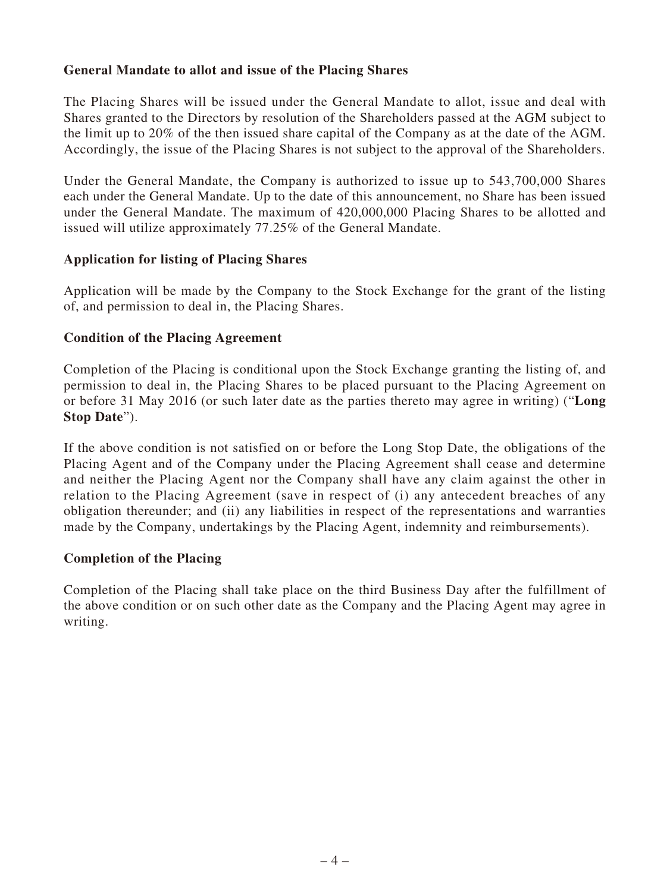**General Mandate to allot and issue of the Placing Shares**

The Placing Shares will be issued under the General Mandate to allot, issue and deal with Shares granted to the Directors by resolution of the Shareholders passed at the AGM subject to the limit up to 20% of the then issued share capital of the Company as at the date of the AGM. Accordingly, the issue of the Placing Shares is not subject to the approval of the Shareholders.

Under the General Mandate, the Company is authorized to issue up to 543,700,000 Shares each under the General Mandate. Up to the date of this announcement, no Share has been issued under the General Mandate. The maximum of 420,000,000 Placing Shares to be allotted and issued will utilize approximately 77.25% of the General Mandate.

**Application for listing of Placing Shares**

Application will be made by the Company to the Stock Exchange for the grant of the listing of, and permission to deal in, the Placing Shares.

**Condition of the Placing Agreement**

Completion of the Placing is conditional upon the Stock Exchange granting the listing of, and permission to deal in, the Placing Shares to be placed pursuant to the Placing Agreement on or before 31 May 2016 (or such later date as the parties thereto may agree in writing) ("**Long Stop Date**").

If the above condition is not satisfied on or before the Long Stop Date, the obligations of the Placing Agent and of the Company under the Placing Agreement shall cease and determine and neither the Placing Agent nor the Company shall have any claim against the other in relation to the Placing Agreement (save in respect of (i) any antecedent breaches of any obligation thereunder; and (ii) any liabilities in respect of the representations and warranties made by the Company, undertakings by the Placing Agent, indemnity and reimbursements).

**Completion of the Placing**

Completion of the Placing shall take place on the third Business Day after the fulfillment of the above condition or on such other date as the Company and the Placing Agent may agree in writing.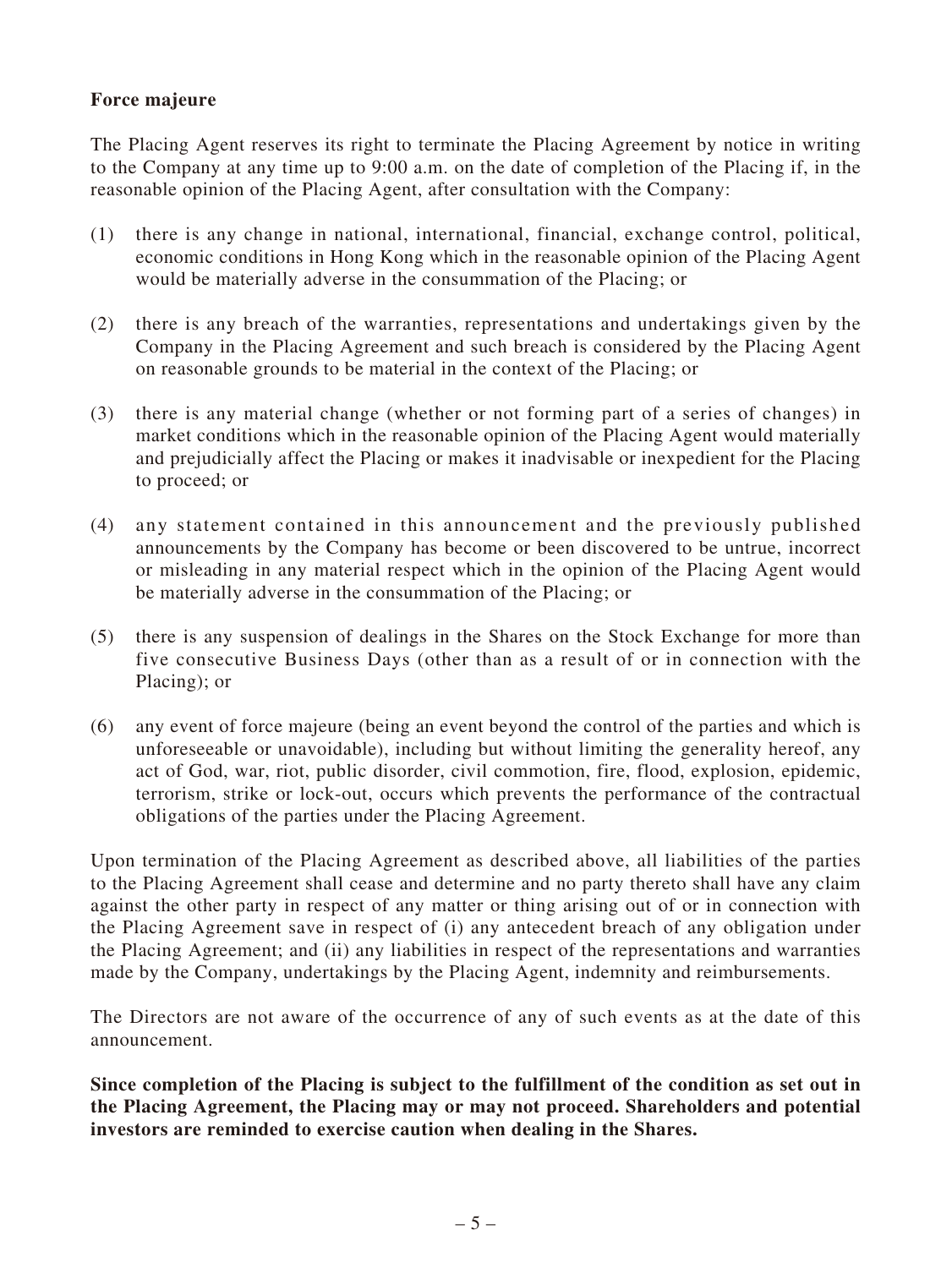**Force majeure**

The Placing Agent reserves its right to terminate the Placing Agreement by notice in writing to the Company at any time up to 9:00 a.m. on the date of completion of the Placing if, in the reasonable opinion of the Placing Agent, after consultation with the Company:

(1) there is any change in national, international, financial, exchange control, political, economic conditions in Hong Kong which in the reasonable opinion of the Placing Agent would be materially adverse in the consummation of the Placing; or

(2) there is any breach of the warranties, representations and undertakings given by the Company in the Placing Agreement and such breach is considered by the Placing Agent on reasonable grounds to be material in the context of the Placing; or

(3) there is any material change (whether or not forming part of a series of changes) in market conditions which in the reasonable opinion of the Placing Agent would materially and prejudicially affect the Placing or makes it inadvisable or inexpedient for the Placing to proceed; or

(4) any statement contained in this announcement and the previously published announcements by the Company has become or been discovered to be untrue, incorrect or misleading in any material respect which in the opinion of the Placing Agent would be materially adverse in the consummation of the Placing; or

(5) there is any suspension of dealings in the Shares on the Stock Exchange for more than five consecutive Business Days (other than as a result of or in connection with the Placing); or

(6) any event of force majeure (being an event beyond the control of the parties and which is unforeseeable or unavoidable), including but without limiting the generality hereof, any act of God, war, riot, public disorder, civil commotion, fire, flood, explosion, epidemic, terrorism, strike or lock-out, occurs which prevents the performance of the contractual obligations of the parties under the Placing Agreement.

Upon termination of the Placing Agreement as described above, all liabilities of the parties to the Placing Agreement shall cease and determine and no party thereto shall have any claim against the other party in respect of any matter or thing arising out of or in connection with the Placing Agreement save in respect of (i) any antecedent breach of any obligation under the Placing Agreement; and (ii) any liabilities in respect of the representations and warranties made by the Company, undertakings by the Placing Agent, indemnity and reimbursements.

The Directors are not aware of the occurrence of any of such events as at the date of this announcement.

**Since completion of the Placing is subject to the fulfillment of the condition as set out in the Placing Agreement, the Placing may or may not proceed. Shareholders and potential investors are reminded to exercise caution when dealing in the Shares.**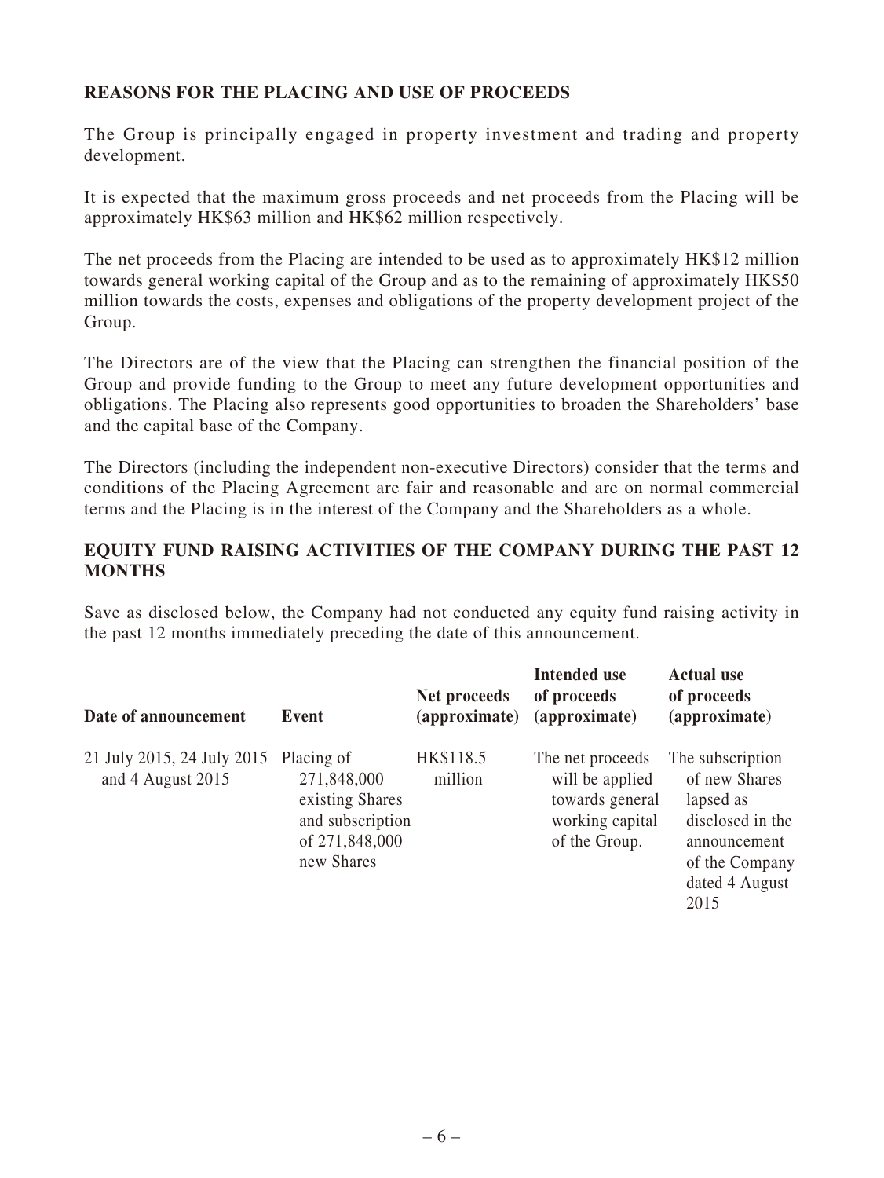## REASONS FOR THE PLACING AND USE OF PROCEEDS

The Group is principally engaged in property investment and trading and property development.

It is expected that the maximum gross proceeds and net proceeds from the Placing will be approximately HK$63 million and HK$62 million respectively.

The net proceeds from the Placing are intended to be used as to approximately HK$12 million towards general working capital of the Group and as to the remaining of approximately HK$50 million towards the costs, expenses and obligations of the property development project of the Group.

The Directors are of the view that the Placing can strengthen the financial position of the Group and provide funding to the Group to meet any future development opportunities and obligations. The Placing also represents good opportunities to broaden the Shareholders' base and the capital base of the Company.

The Directors (including the independent non-executive Directors) consider that the terms and conditions of the Placing Agreement are fair and reasonable and are on normal commercial terms and the Placing is in the interest of the Company and the Shareholders as a whole.

## EQUITY FUND RAISING ACTIVITIES OF THE COMPANY DURING THE PAST 12 MONTHS

Save as disclosed below, the Company had not conducted any equity fund raising activity in the past 12 months immediately preceding the date of this announcement.

| Date of announcement | Event | Net proceeds (approximate) | Intended use of proceeds (approximate) | Actual use of proceeds (approximate) |
|---|---|---|---|---|
| 21 July 2015, 24 July 2015 and 4 August 2015 | Placing of 271,848,000 existing Shares and subscription of 271,848,000 new Shares | HK$118.5 million | The net proceeds will be applied towards general working capital of the Group. | The subscription of new Shares lapsed as disclosed in the announcement of the Company dated 4 August 2015 |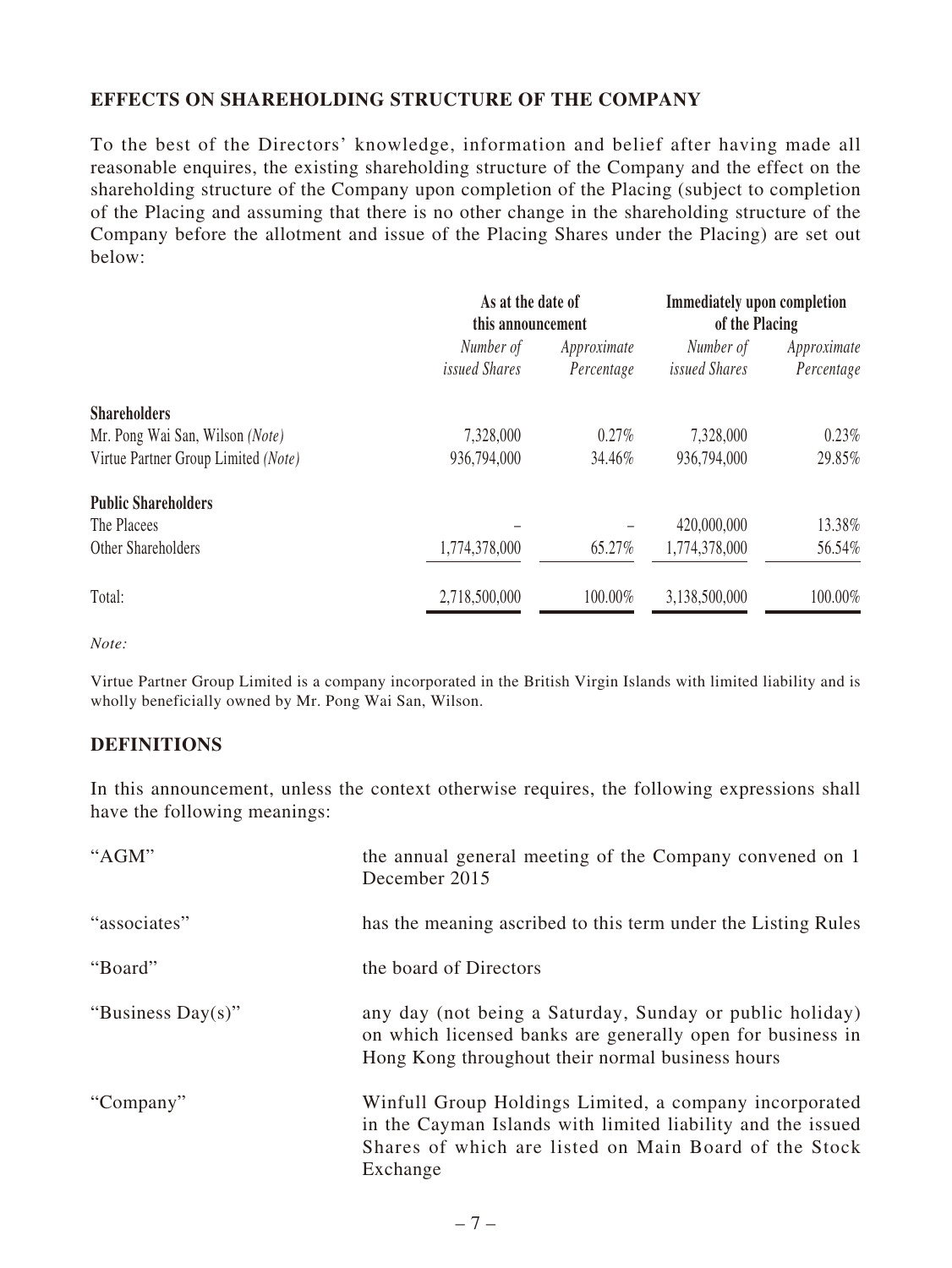## EFFECTS ON SHAREHOLDING STRUCTURE OF THE COMPANY

To the best of the Directors' knowledge, information and belief after having made all reasonable enquires, the existing shareholding structure of the Company and the effect on the shareholding structure of the Company upon completion of the Placing (subject to completion of the Placing and assuming that there is no other change in the shareholding structure of the Company before the allotment and issue of the Placing Shares under the Placing) are set out below:

| | As at the date of this announcement | | Immediately upon completion of the Placing | |
|---|---|---|---|---|
| | *Number of issued Shares* | *Approximate Percentage* | *Number of issued Shares* | *Approximate Percentage* |
| **Shareholders** | | | | |
| Mr. Pong Wai San, Wilson *(Note)* | 7,328,000 | 0.27% | 7,328,000 | 0.23% |
| Virtue Partner Group Limited *(Note)* | 936,794,000 | 34.46% | 936,794,000 | 29.85% |
| **Public Shareholders** | | | | |
| The Placees | – | – | 420,000,000 | 13.38% |
| Other Shareholders | 1,774,378,000 | 65.27% | 1,774,378,000 | 56.54% |
| Total: | 2,718,500,000 | 100.00% | 3,138,500,000 | 100.00% |

*Note:*

Virtue Partner Group Limited is a company incorporated in the British Virgin Islands with limited liability and is wholly beneficially owned by Mr. Pong Wai San, Wilson.

## DEFINITIONS

In this announcement, unless the context otherwise requires, the following expressions shall have the following meanings:

| | |
|---|---|
| "AGM" | the annual general meeting of the Company convened on 1 December 2015 |
| "associates" | has the meaning ascribed to this term under the Listing Rules |
| "Board" | the board of Directors |
| "Business Day(s)" | any day (not being a Saturday, Sunday or public holiday) on which licensed banks are generally open for business in Hong Kong throughout their normal business hours |
| "Company" | Winfull Group Holdings Limited, a company incorporated in the Cayman Islands with limited liability and the issued Shares of which are listed on Main Board of the Stock Exchange |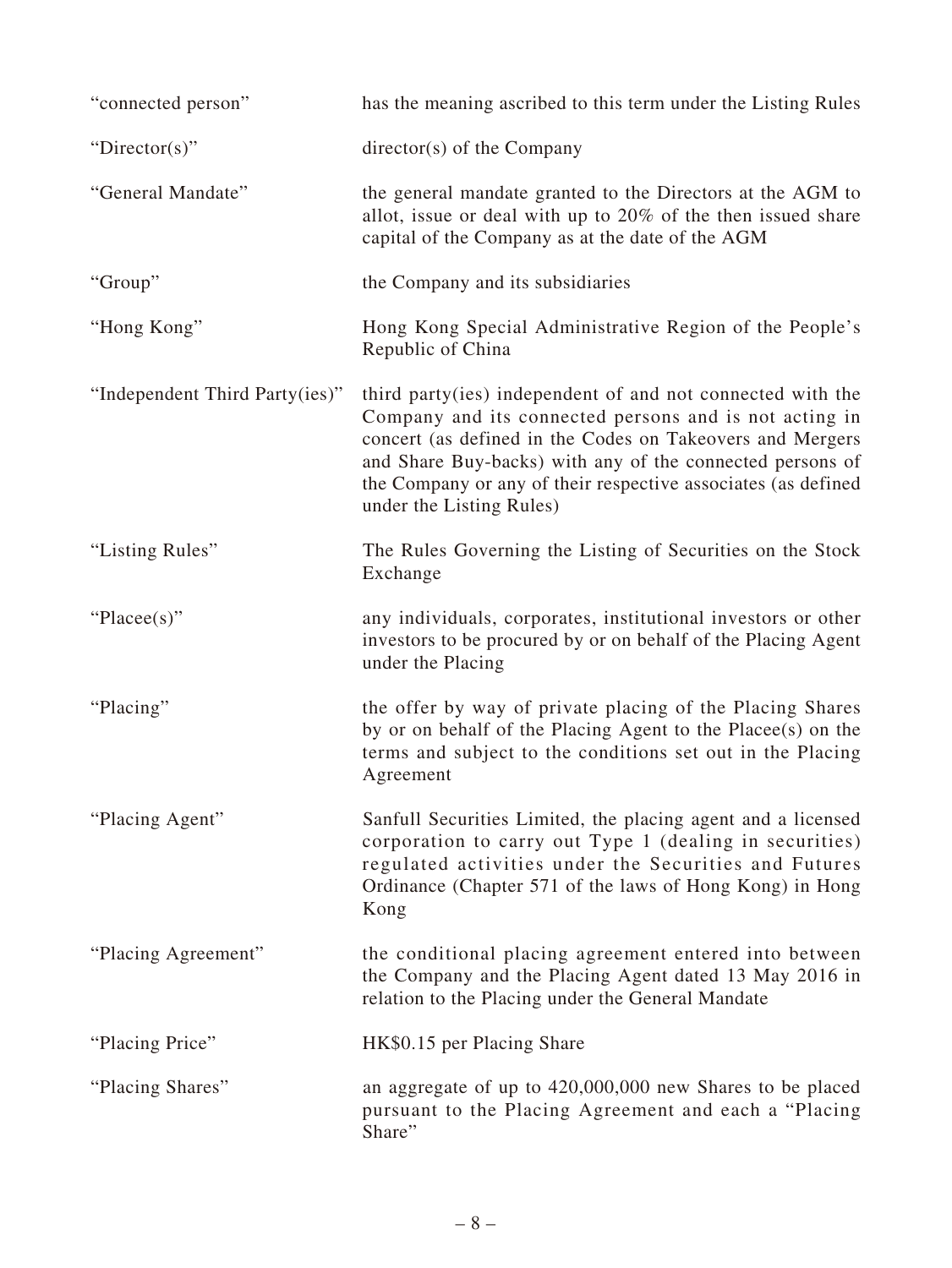| | |
|---|---|
| "connected person" | has the meaning ascribed to this term under the Listing Rules |
| "Director(s)" | director(s) of the Company |
| "General Mandate" | the general mandate granted to the Directors at the AGM to allot, issue or deal with up to 20% of the then issued share capital of the Company as at the date of the AGM |
| "Group" | the Company and its subsidiaries |
| "Hong Kong" | Hong Kong Special Administrative Region of the People's Republic of China |
| "Independent Third Party(ies)" | third party(ies) independent of and not connected with the Company and its connected persons and is not acting in concert (as defined in the Codes on Takeovers and Mergers and Share Buy-backs) with any of the connected persons of the Company or any of their respective associates (as defined under the Listing Rules) |
| "Listing Rules" | The Rules Governing the Listing of Securities on the Stock Exchange |
| "Placee(s)" | any individuals, corporates, institutional investors or other investors to be procured by or on behalf of the Placing Agent under the Placing |
| "Placing" | the offer by way of private placing of the Placing Shares by or on behalf of the Placing Agent to the Placee(s) on the terms and subject to the conditions set out in the Placing Agreement |
| "Placing Agent" | Sanfull Securities Limited, the placing agent and a licensed corporation to carry out Type 1 (dealing in securities) regulated activities under the Securities and Futures Ordinance (Chapter 571 of the laws of Hong Kong) in Hong Kong |
| "Placing Agreement" | the conditional placing agreement entered into between the Company and the Placing Agent dated 13 May 2016 in relation to the Placing under the General Mandate |
| "Placing Price" | HK$0.15 per Placing Share |
| "Placing Shares" | an aggregate of up to 420,000,000 new Shares to be placed pursuant to the Placing Agreement and each a "Placing Share" |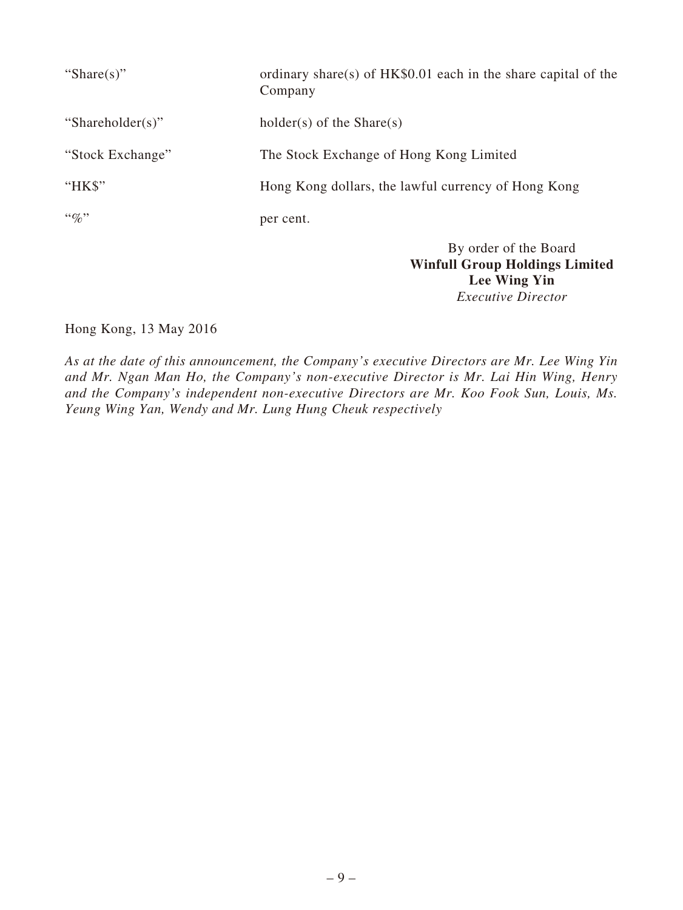| | |
|---|---|
| "Share(s)" | ordinary share(s) of HK$0.01 each in the share capital of the Company |
| "Shareholder(s)" | holder(s) of the Share(s) |
| "Stock Exchange" | The Stock Exchange of Hong Kong Limited |
| "HK$" | Hong Kong dollars, the lawful currency of Hong Kong |
| "%" | per cent. |

By order of the Board
**Winfull Group Holdings Limited**
**Lee Wing Yin**
*Executive Director*

Hong Kong, 13 May 2016

*As at the date of this announcement, the Company's executive Directors are Mr. Lee Wing Yin and Mr. Ngan Man Ho, the Company's non-executive Director is Mr. Lai Hin Wing, Henry and the Company's independent non-executive Directors are Mr. Koo Fook Sun, Louis, Ms. Yeung Wing Yan, Wendy and Mr. Lung Hung Cheuk respectively*